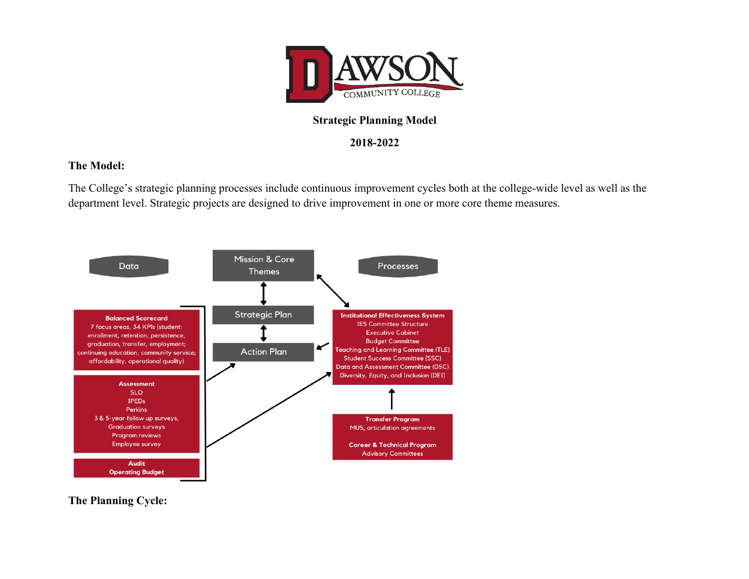DAWSON COMMUNITY COLLEGE

**Strategic Planning Model**

**2018-2022**

## The Model:

The College's strategic planning processes include continuous improvement cycles both at the college-wide level as well as the department level. Strategic projects are designed to drive improvement in one or more core theme measures.

Data

Mission & Core Themes

Processes

**Balanced Scorecard**
7 focus areas, 34 KPIs (student: enrollment, retention, persistence, graduation, transfer, employment; continuing education, community service; affordability, operational quality)

Strategic Plan

Action Plan

**Institutional Effectiveness System**
IES Committee Structure
Executive Cabinet
Budget Committee
Teaching and Learning Committee (TLE)
Student Success Committee (SSC)
Data and Assessment Committee (DSC)
Diversity, Equity, and Inclusion (DEI)

**Assessment**
SLO
IPEDs
Perkins
3 & 5-year follow up surveys,
Graduation surveys
Program reviews
Employee survey

**Transfer Program**
MUS, articulation agreements

**Career & Technical Program**
Advisory Committees

**Audit**
**Operating Budget**

## The Planning Cycle: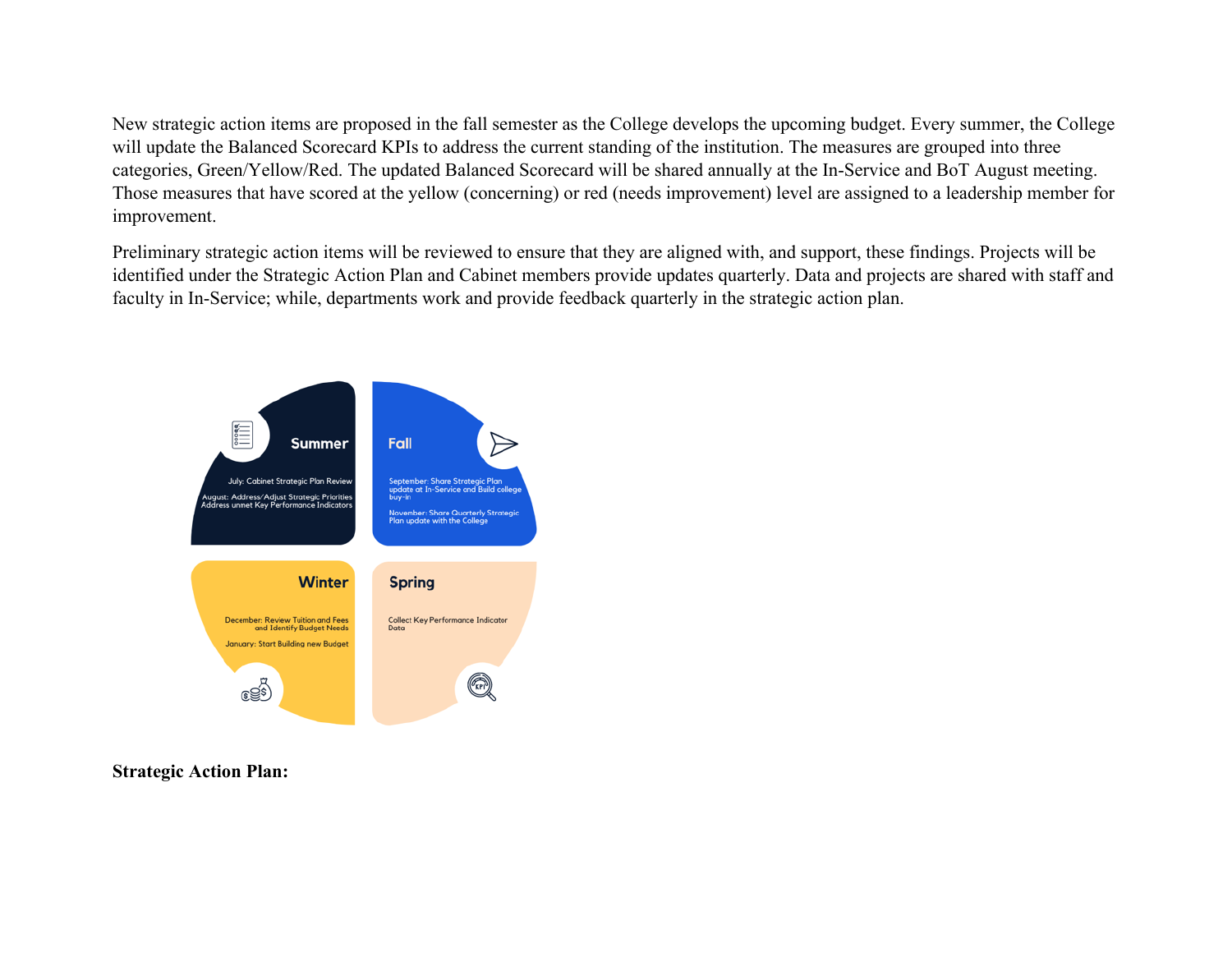New strategic action items are proposed in the fall semester as the College develops the upcoming budget. Every summer, the College will update the Balanced Scorecard KPIs to address the current standing of the institution. The measures are grouped into three categories, Green/Yellow/Red. The updated Balanced Scorecard will be shared annually at the In-Service and BoT August meeting. Those measures that have scored at the yellow (concerning) or red (needs improvement) level are assigned to a leadership member for improvement.

Preliminary strategic action items will be reviewed to ensure that they are aligned with, and support, these findings. Projects will be identified under the Strategic Action Plan and Cabinet members provide updates quarterly. Data and projects are shared with staff and faculty in In-Service; while, departments work and provide feedback quarterly in the strategic action plan.

**Summer**

July: Cabinet Strategic Plan Review

August: Address/Adjust Strategic Priorities Address unmet Key Performance Indicators

**Fall**

September: Share Strategic Plan update at In-Service and Build college buy-in

November: Share Quarterly Strategic Plan update with the College

**Winter**

December: Review Tuition and Fees and Identify Budget Needs

January: Start Building new Budget

**Spring**

Collect Key Performance Indicator Data

**Strategic Action Plan:**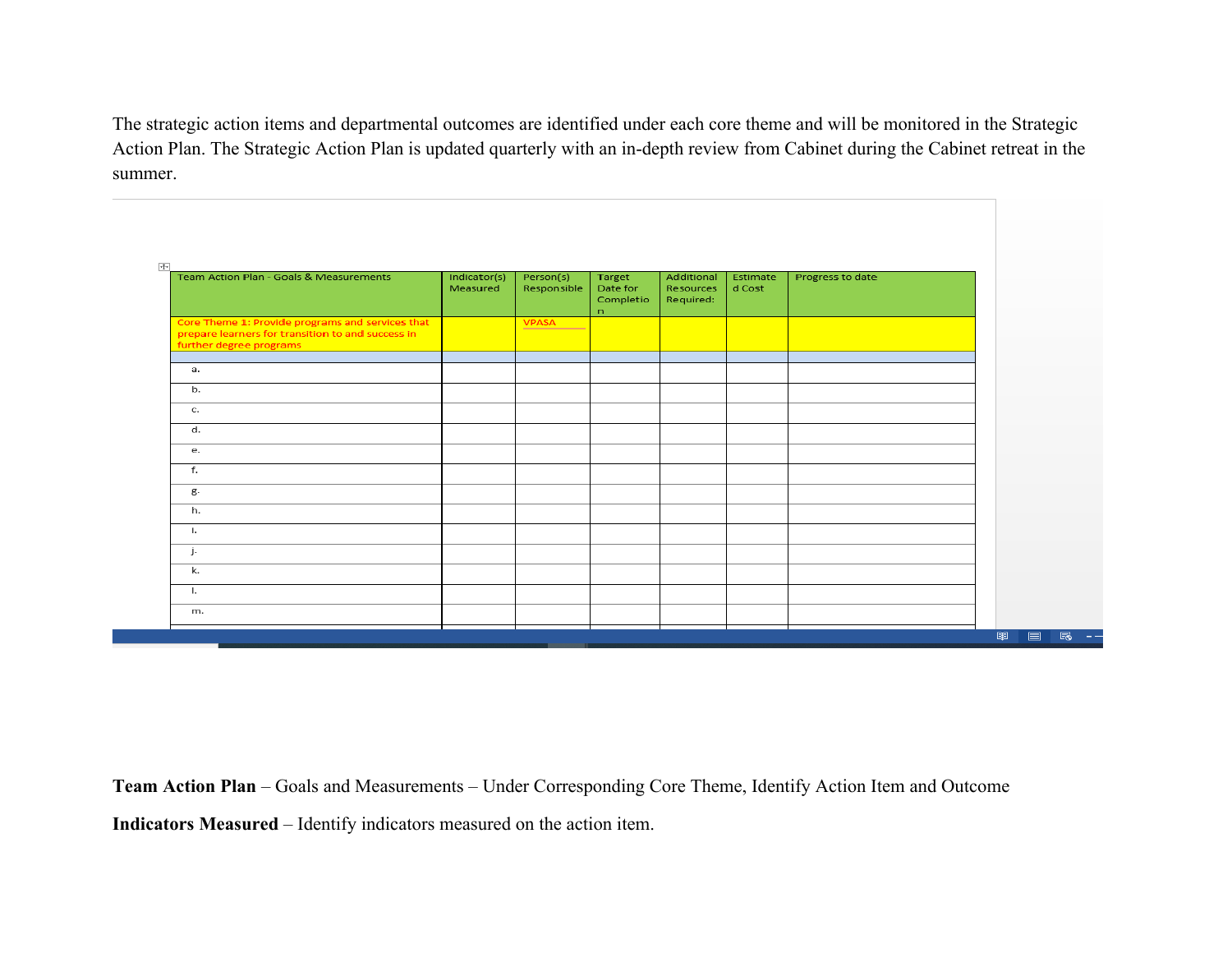The strategic action items and departmental outcomes are identified under each core theme and will be monitored in the Strategic Action Plan. The Strategic Action Plan is updated quarterly with an in-depth review from Cabinet during the Cabinet retreat in the summer.

| Team Action Plan - Goals & Measurements | Indicator(s) Measured | Person(s) Responsible | Target Date for Completion | Additional Resources Required: | Estimated Cost | Progress to date |
|---|---|---|---|---|---|---|
| Core Theme 1: Provide programs and services that prepare learners for transition to and success in further degree programs | | VPASA | | | | |
| | | | | | | |
| a. | | | | | | |
| b. | | | | | | |
| c. | | | | | | |
| d. | | | | | | |
| e. | | | | | | |
| f. | | | | | | |
| g. | | | | | | |
| h. | | | | | | |
| I. | | | | | | |
| j. | | | | | | |
| k. | | | | | | |
| l. | | | | | | |
| m. | | | | | | |

**Team Action Plan** – Goals and Measurements – Under Corresponding Core Theme, Identify Action Item and Outcome

**Indicators Measured** – Identify indicators measured on the action item.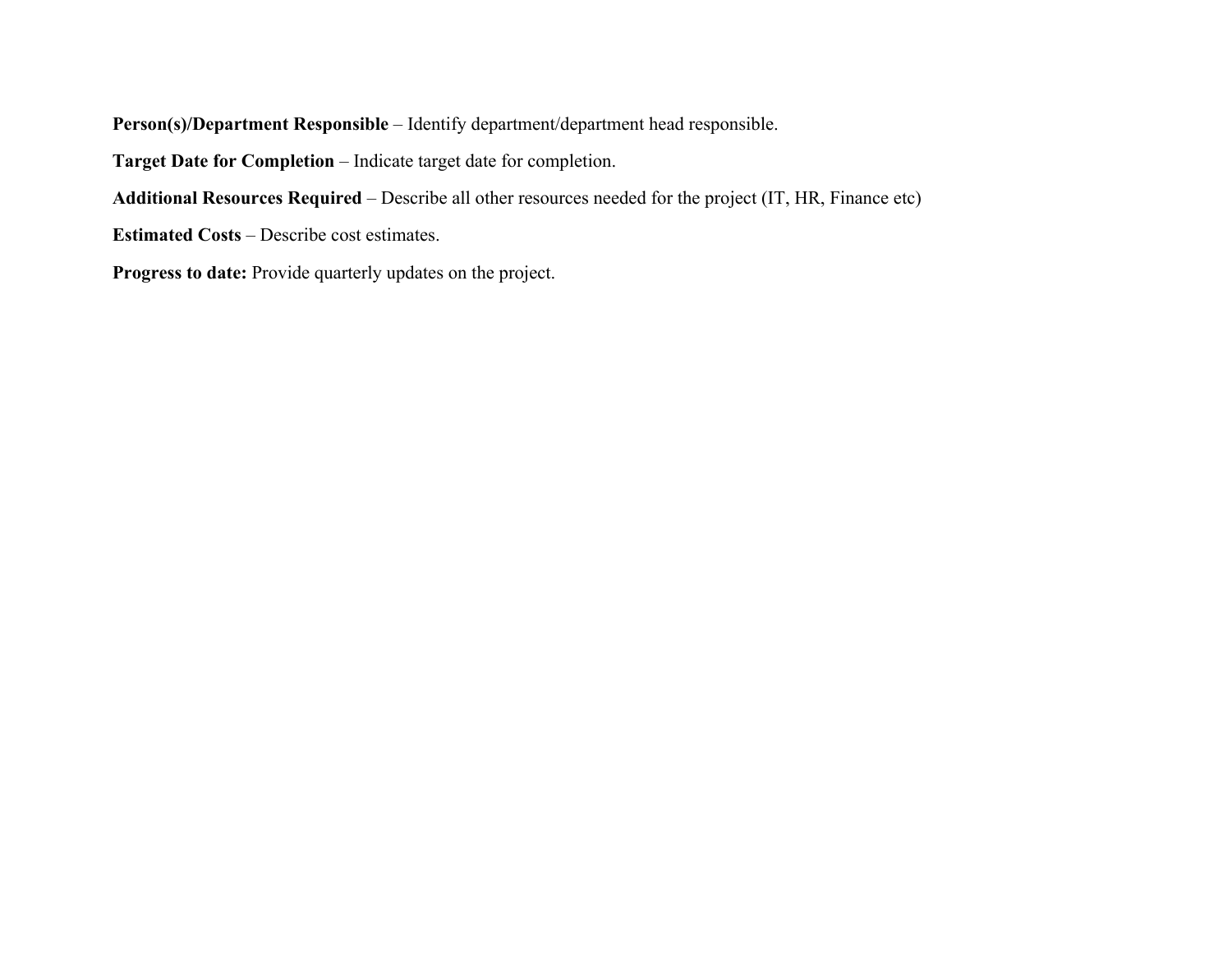**Person(s)/Department Responsible** – Identify department/department head responsible.

**Target Date for Completion** – Indicate target date for completion.

**Additional Resources Required** – Describe all other resources needed for the project (IT, HR, Finance etc)

**Estimated Costs** – Describe cost estimates.

**Progress to date:** Provide quarterly updates on the project.